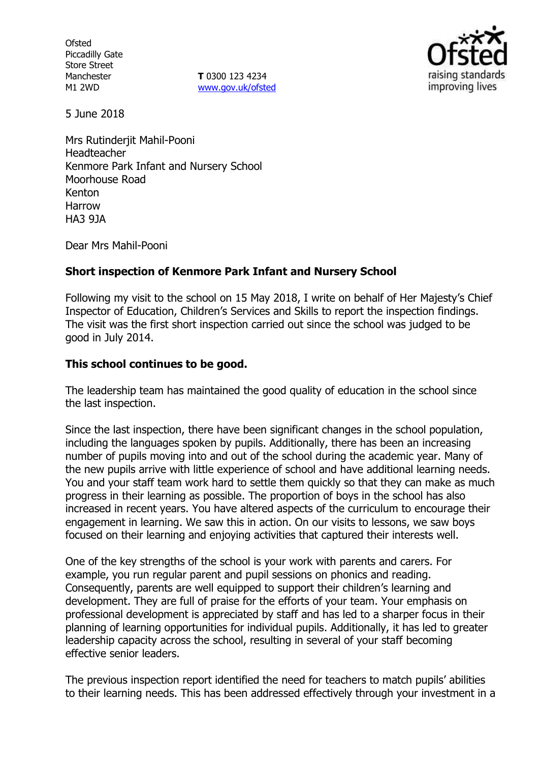Ofsted
Piccadilly Gate
Store Street
Manchester
M1 2WD

**T** 0300 123 4234
www.gov.uk/ofsted

5 June 2018

Mrs Rutinderjit Mahil-Pooni
Headteacher
Kenmore Park Infant and Nursery School
Moorhouse Road
Kenton
Harrow
HA3 9JA

Dear Mrs Mahil-Pooni

**Short inspection of Kenmore Park Infant and Nursery School**

Following my visit to the school on 15 May 2018, I write on behalf of Her Majesty's Chief Inspector of Education, Children's Services and Skills to report the inspection findings. The visit was the first short inspection carried out since the school was judged to be good in July 2014.

**This school continues to be good.**

The leadership team has maintained the good quality of education in the school since the last inspection.

Since the last inspection, there have been significant changes in the school population, including the languages spoken by pupils. Additionally, there has been an increasing number of pupils moving into and out of the school during the academic year. Many of the new pupils arrive with little experience of school and have additional learning needs. You and your staff team work hard to settle them quickly so that they can make as much progress in their learning as possible. The proportion of boys in the school has also increased in recent years. You have altered aspects of the curriculum to encourage their engagement in learning. We saw this in action. On our visits to lessons, we saw boys focused on their learning and enjoying activities that captured their interests well.

One of the key strengths of the school is your work with parents and carers. For example, you run regular parent and pupil sessions on phonics and reading. Consequently, parents are well equipped to support their children's learning and development. They are full of praise for the efforts of your team. Your emphasis on professional development is appreciated by staff and has led to a sharper focus in their planning of learning opportunities for individual pupils. Additionally, it has led to greater leadership capacity across the school, resulting in several of your staff becoming effective senior leaders.

The previous inspection report identified the need for teachers to match pupils' abilities to their learning needs. This has been addressed effectively through your investment in a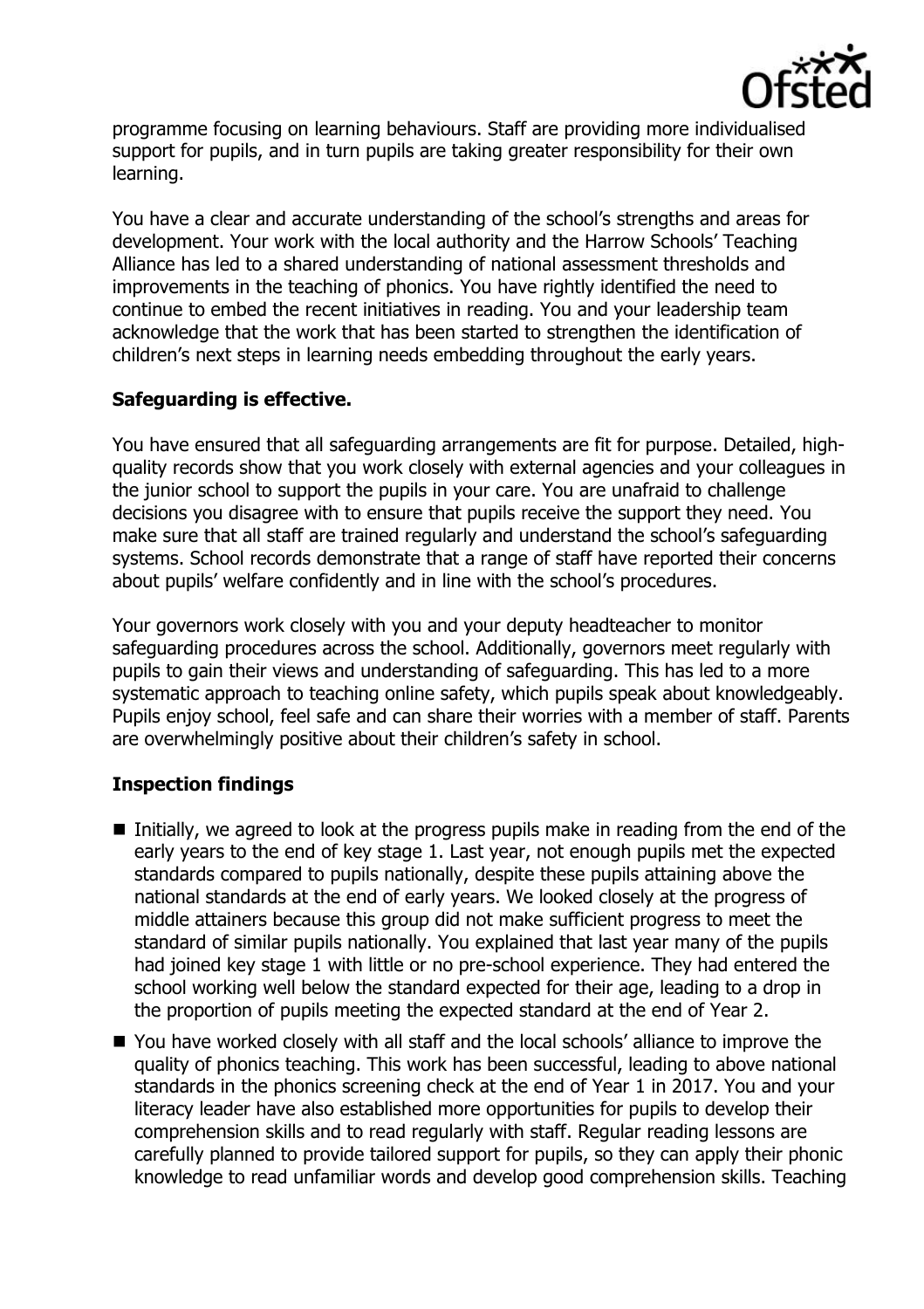programme focusing on learning behaviours. Staff are providing more individualised support for pupils, and in turn pupils are taking greater responsibility for their own learning.

You have a clear and accurate understanding of the school's strengths and areas for development. Your work with the local authority and the Harrow Schools' Teaching Alliance has led to a shared understanding of national assessment thresholds and improvements in the teaching of phonics. You have rightly identified the need to continue to embed the recent initiatives in reading. You and your leadership team acknowledge that the work that has been started to strengthen the identification of children's next steps in learning needs embedding throughout the early years.

## Safeguarding is effective.

You have ensured that all safeguarding arrangements are fit for purpose. Detailed, high-quality records show that you work closely with external agencies and your colleagues in the junior school to support the pupils in your care. You are unafraid to challenge decisions you disagree with to ensure that pupils receive the support they need. You make sure that all staff are trained regularly and understand the school's safeguarding systems. School records demonstrate that a range of staff have reported their concerns about pupils' welfare confidently and in line with the school's procedures.

Your governors work closely with you and your deputy headteacher to monitor safeguarding procedures across the school. Additionally, governors meet regularly with pupils to gain their views and understanding of safeguarding. This has led to a more systematic approach to teaching online safety, which pupils speak about knowledgeably. Pupils enjoy school, feel safe and can share their worries with a member of staff. Parents are overwhelmingly positive about their children's safety in school.

## Inspection findings

- Initially, we agreed to look at the progress pupils make in reading from the end of the early years to the end of key stage 1. Last year, not enough pupils met the expected standards compared to pupils nationally, despite these pupils attaining above the national standards at the end of early years. We looked closely at the progress of middle attainers because this group did not make sufficient progress to meet the standard of similar pupils nationally. You explained that last year many of the pupils had joined key stage 1 with little or no pre-school experience. They had entered the school working well below the standard expected for their age, leading to a drop in the proportion of pupils meeting the expected standard at the end of Year 2.
- You have worked closely with all staff and the local schools' alliance to improve the quality of phonics teaching. This work has been successful, leading to above national standards in the phonics screening check at the end of Year 1 in 2017. You and your literacy leader have also established more opportunities for pupils to develop their comprehension skills and to read regularly with staff. Regular reading lessons are carefully planned to provide tailored support for pupils, so they can apply their phonic knowledge to read unfamiliar words and develop good comprehension skills. Teaching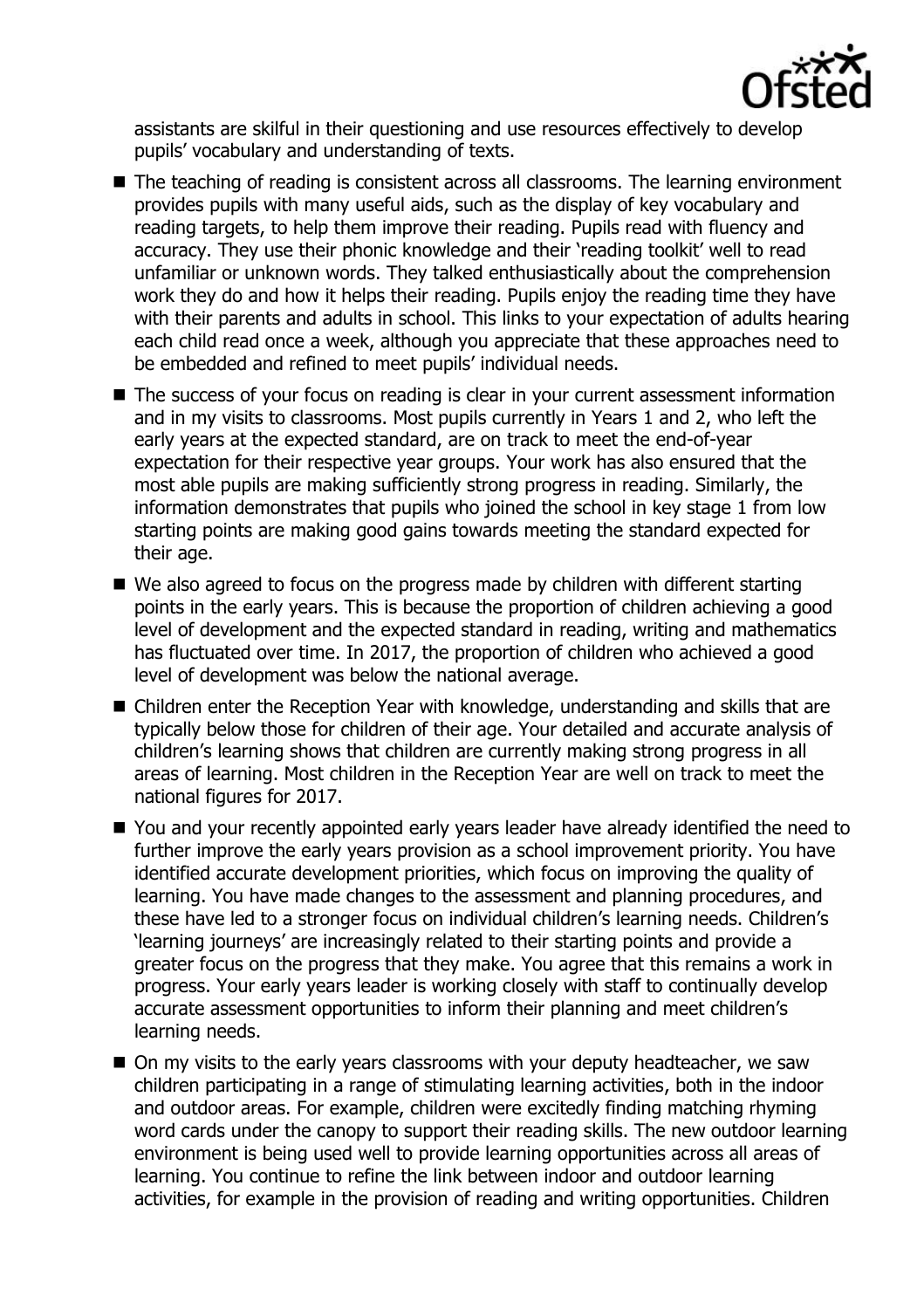assistants are skilful in their questioning and use resources effectively to develop pupils' vocabulary and understanding of texts.

- The teaching of reading is consistent across all classrooms. The learning environment provides pupils with many useful aids, such as the display of key vocabulary and reading targets, to help them improve their reading. Pupils read with fluency and accuracy. They use their phonic knowledge and their 'reading toolkit' well to read unfamiliar or unknown words. They talked enthusiastically about the comprehension work they do and how it helps their reading. Pupils enjoy the reading time they have with their parents and adults in school. This links to your expectation of adults hearing each child read once a week, although you appreciate that these approaches need to be embedded and refined to meet pupils' individual needs.
- The success of your focus on reading is clear in your current assessment information and in my visits to classrooms. Most pupils currently in Years 1 and 2, who left the early years at the expected standard, are on track to meet the end-of-year expectation for their respective year groups. Your work has also ensured that the most able pupils are making sufficiently strong progress in reading. Similarly, the information demonstrates that pupils who joined the school in key stage 1 from low starting points are making good gains towards meeting the standard expected for their age.
- We also agreed to focus on the progress made by children with different starting points in the early years. This is because the proportion of children achieving a good level of development and the expected standard in reading, writing and mathematics has fluctuated over time. In 2017, the proportion of children who achieved a good level of development was below the national average.
- Children enter the Reception Year with knowledge, understanding and skills that are typically below those for children of their age. Your detailed and accurate analysis of children's learning shows that children are currently making strong progress in all areas of learning. Most children in the Reception Year are well on track to meet the national figures for 2017.
- You and your recently appointed early years leader have already identified the need to further improve the early years provision as a school improvement priority. You have identified accurate development priorities, which focus on improving the quality of learning. You have made changes to the assessment and planning procedures, and these have led to a stronger focus on individual children's learning needs. Children's 'learning journeys' are increasingly related to their starting points and provide a greater focus on the progress that they make. You agree that this remains a work in progress. Your early years leader is working closely with staff to continually develop accurate assessment opportunities to inform their planning and meet children's learning needs.
- On my visits to the early years classrooms with your deputy headteacher, we saw children participating in a range of stimulating learning activities, both in the indoor and outdoor areas. For example, children were excitedly finding matching rhyming word cards under the canopy to support their reading skills. The new outdoor learning environment is being used well to provide learning opportunities across all areas of learning. You continue to refine the link between indoor and outdoor learning activities, for example in the provision of reading and writing opportunities. Children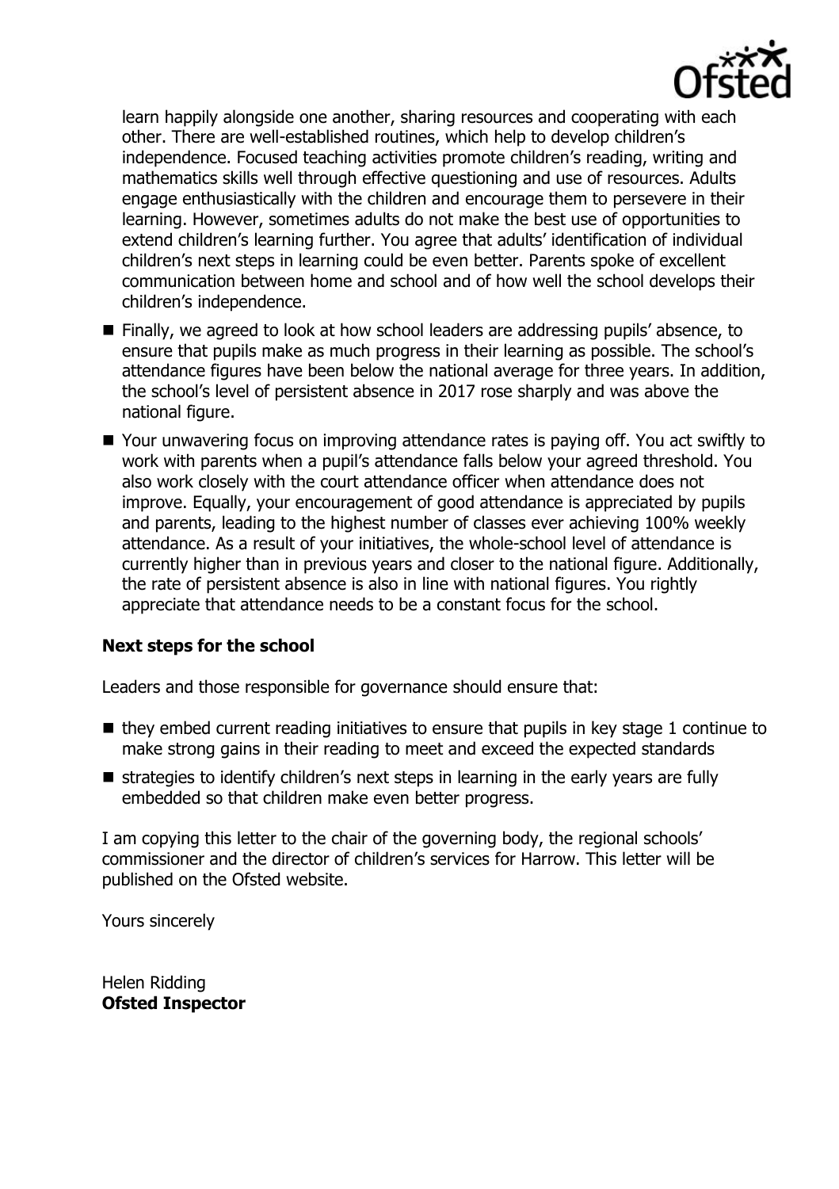learn happily alongside one another, sharing resources and cooperating with each other. There are well-established routines, which help to develop children's independence. Focused teaching activities promote children's reading, writing and mathematics skills well through effective questioning and use of resources. Adults engage enthusiastically with the children and encourage them to persevere in their learning. However, sometimes adults do not make the best use of opportunities to extend children's learning further. You agree that adults' identification of individual children's next steps in learning could be even better. Parents spoke of excellent communication between home and school and of how well the school develops their children's independence.

- Finally, we agreed to look at how school leaders are addressing pupils' absence, to ensure that pupils make as much progress in their learning as possible. The school's attendance figures have been below the national average for three years. In addition, the school's level of persistent absence in 2017 rose sharply and was above the national figure.
- Your unwavering focus on improving attendance rates is paying off. You act swiftly to work with parents when a pupil's attendance falls below your agreed threshold. You also work closely with the court attendance officer when attendance does not improve. Equally, your encouragement of good attendance is appreciated by pupils and parents, leading to the highest number of classes ever achieving 100% weekly attendance. As a result of your initiatives, the whole-school level of attendance is currently higher than in previous years and closer to the national figure. Additionally, the rate of persistent absence is also in line with national figures. You rightly appreciate that attendance needs to be a constant focus for the school.

### Next steps for the school

Leaders and those responsible for governance should ensure that:

- they embed current reading initiatives to ensure that pupils in key stage 1 continue to make strong gains in their reading to meet and exceed the expected standards
- strategies to identify children's next steps in learning in the early years are fully embedded so that children make even better progress.

I am copying this letter to the chair of the governing body, the regional schools' commissioner and the director of children's services for Harrow. This letter will be published on the Ofsted website.

Yours sincerely

Helen Ridding
**Ofsted Inspector**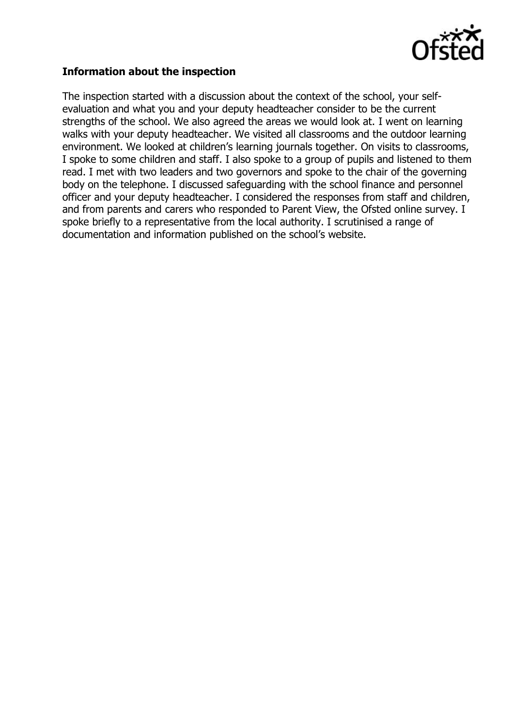**Information about the inspection**

The inspection started with a discussion about the context of the school, your self-evaluation and what you and your deputy headteacher consider to be the current strengths of the school. We also agreed the areas we would look at. I went on learning walks with your deputy headteacher. We visited all classrooms and the outdoor learning environment. We looked at children's learning journals together. On visits to classrooms, I spoke to some children and staff. I also spoke to a group of pupils and listened to them read. I met with two leaders and two governors and spoke to the chair of the governing body on the telephone. I discussed safeguarding with the school finance and personnel officer and your deputy headteacher. I considered the responses from staff and children, and from parents and carers who responded to Parent View, the Ofsted online survey. I spoke briefly to a representative from the local authority. I scrutinised a range of documentation and information published on the school's website.